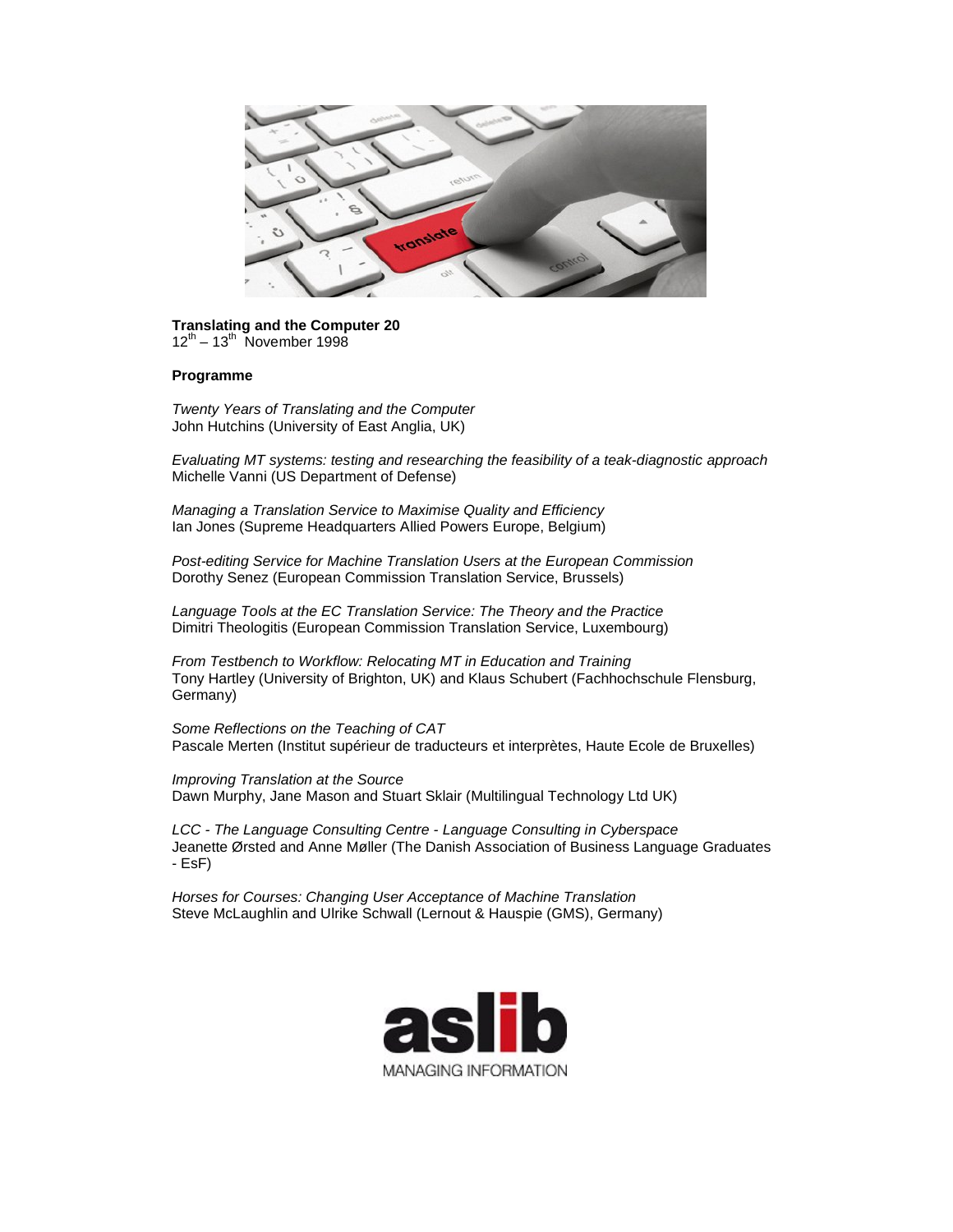**Translating and the Computer 20**
12th – 13th November 1998

**Programme**

*Twenty Years of Translating and the Computer*
John Hutchins (University of East Anglia, UK)

*Evaluating MT systems: testing and researching the feasibility of a teak-diagnostic approach*
Michelle Vanni (US Department of Defense)

*Managing a Translation Service to Maximise Quality and Efficiency*
Ian Jones (Supreme Headquarters Allied Powers Europe, Belgium)

*Post-editing Service for Machine Translation Users at the European Commission*
Dorothy Senez (European Commission Translation Service, Brussels)

*Language Tools at the EC Translation Service: The Theory and the Practice*
Dimitri Theologitis (European Commission Translation Service, Luxembourg)

*From Testbench to Workflow: Relocating MT in Education and Training*
Tony Hartley (University of Brighton, UK) and Klaus Schubert (Fachhochschule Flensburg, Germany)

*Some Reflections on the Teaching of CAT*
Pascale Merten (Institut supérieur de traducteurs et interprètes, Haute Ecole de Bruxelles)

*Improving Translation at the Source*
Dawn Murphy, Jane Mason and Stuart Sklair (Multilingual Technology Ltd UK)

*LCC - The Language Consulting Centre - Language Consulting in Cyberspace*
Jeanette Ørsted and Anne Møller (The Danish Association of Business Language Graduates - EsF)

*Horses for Courses: Changing User Acceptance of Machine Translation*
Steve McLaughlin and Ulrike Schwall (Lernout & Hauspie (GMS), Germany)

aslib
MANAGING INFORMATION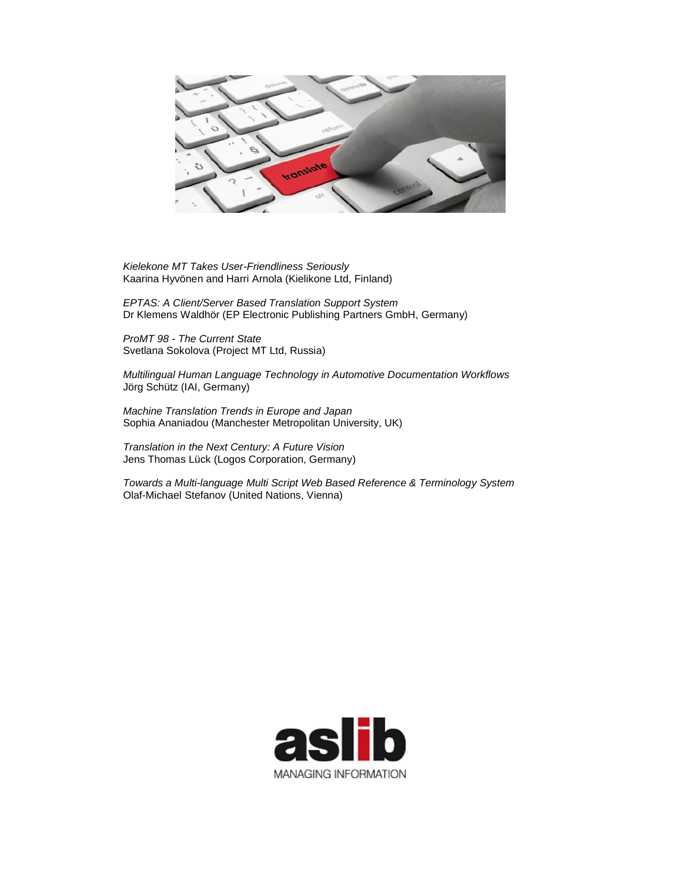*Kielekone MT Takes User-Friendliness Seriously*
Kaarina Hyvönen and Harri Arnola (Kielikone Ltd, Finland)

*EPTAS: A Client/Server Based Translation Support System*
Dr Klemens Waldhör (EP Electronic Publishing Partners GmbH, Germany)

*ProMT 98 - The Current State*
Svetlana Sokolova (Project MT Ltd, Russia)

*Multilingual Human Language Technology in Automotive Documentation Workflows*
Jörg Schütz (IAI, Germany)

*Machine Translation Trends in Europe and Japan*
Sophia Ananiadou (Manchester Metropolitan University, UK)

*Translation in the Next Century: A Future Vision*
Jens Thomas Lück (Logos Corporation, Germany)

*Towards a Multi-language Multi Script Web Based Reference & Terminology System*
Olaf-Michael Stefanov (United Nations, Vienna)

aslib
MANAGING INFORMATION